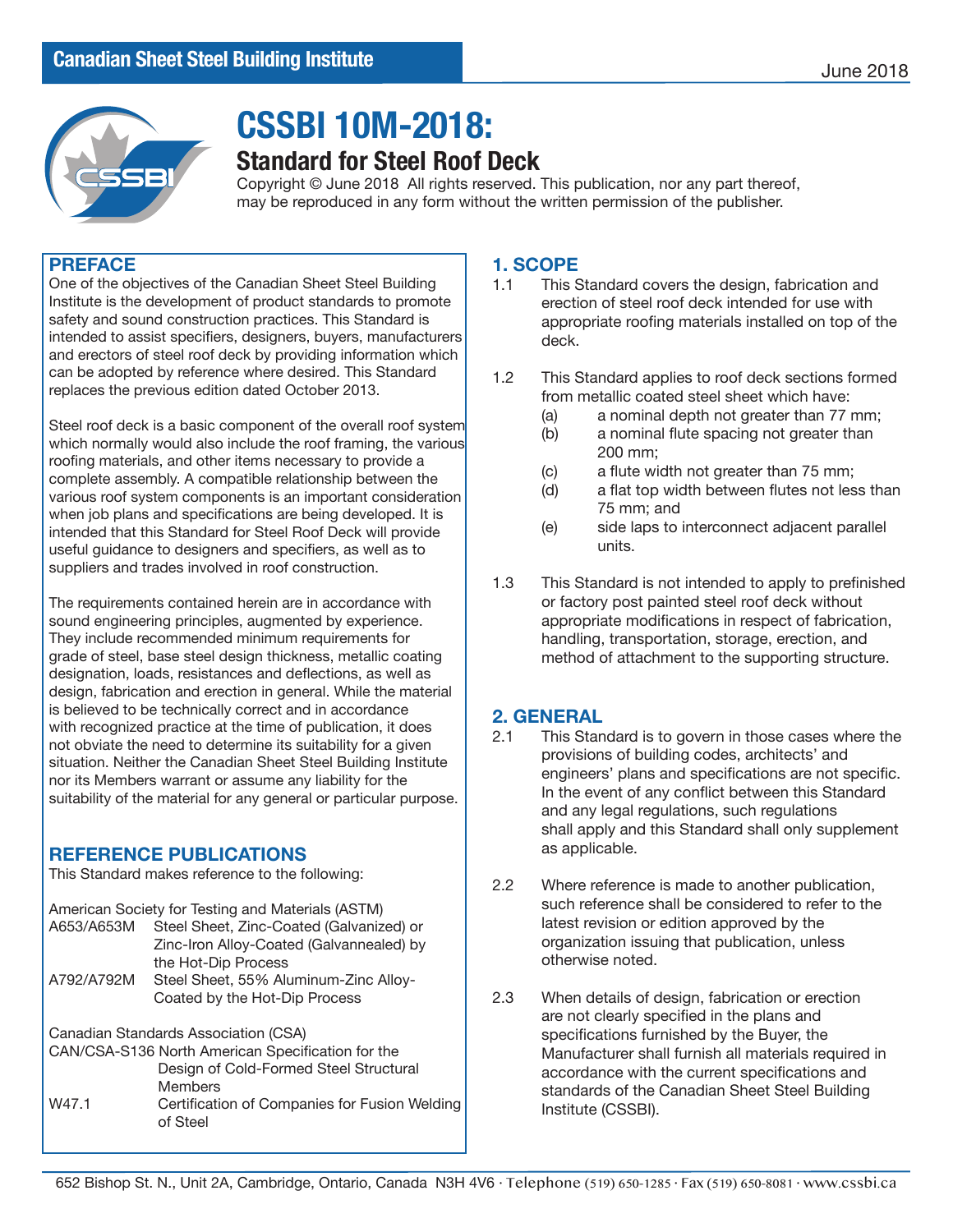# CSSBI 10M-2018:

## Standard for Steel Roof Deck

Copyright © June 2018 All rights reserved. This publication, nor any part thereof, may be reproduced in any form without the written permission of the publisher.

## PREFACE

One of the objectives of the Canadian Sheet Steel Building Institute is the development of product standards to promote safety and sound construction practices. This Standard is intended to assist specifiers, designers, buyers, manufacturers and erectors of steel roof deck by providing information which can be adopted by reference where desired. This Standard replaces the previous edition dated October 2013.

Steel roof deck is a basic component of the overall roof system which normally would also include the roof framing, the various roofing materials, and other items necessary to provide a complete assembly. A compatible relationship between the various roof system components is an important consideration when job plans and specifications are being developed. It is intended that this Standard for Steel Roof Deck will provide useful guidance to designers and specifiers, as well as to suppliers and trades involved in roof construction.

The requirements contained herein are in accordance with sound engineering principles, augmented by experience. They include recommended minimum requirements for grade of steel, base steel design thickness, metallic coating designation, loads, resistances and deflections, as well as design, fabrication and erection in general. While the material is believed to be technically correct and in accordance with recognized practice at the time of publication, it does not obviate the need to determine its suitability for a given situation. Neither the Canadian Sheet Steel Building Institute nor its Members warrant or assume any liability for the suitability of the material for any general or particular purpose.

## REFERENCE PUBLICATIONS

This Standard makes reference to the following:

American Society for Testing and Materials (ASTM)

- A653/A653M — Steel Sheet, Zinc-Coated (Galvanized) or Zinc-Iron Alloy-Coated (Galvannealed) by the Hot-Dip Process
- A792/A792M — Steel Sheet, 55% Aluminum-Zinc Alloy-Coated by the Hot-Dip Process

Canadian Standards Association (CSA)

- CAN/CSA-S136 — North American Specification for the Design of Cold-Formed Steel Structural Members
- W47.1 — Certification of Companies for Fusion Welding of Steel

## 1. SCOPE

1.1 This Standard covers the design, fabrication and erection of steel roof deck intended for use with appropriate roofing materials installed on top of the deck.

1.2 This Standard applies to roof deck sections formed from metallic coated steel sheet which have:

- (a) a nominal depth not greater than 77 mm;
- (b) a nominal flute spacing not greater than 200 mm;
- (c) a flute width not greater than 75 mm;
- (d) a flat top width between flutes not less than 75 mm; and
- (e) side laps to interconnect adjacent parallel units.

1.3 This Standard is not intended to apply to prefinished or factory post painted steel roof deck without appropriate modifications in respect of fabrication, handling, transportation, storage, erection, and method of attachment to the supporting structure.

## 2. GENERAL

2.1 This Standard is to govern in those cases where the provisions of building codes, architects' and engineers' plans and specifications are not specific. In the event of any conflict between this Standard and any legal regulations, such regulations shall apply and this Standard shall only supplement as applicable.

2.2 Where reference is made to another publication, such reference shall be considered to refer to the latest revision or edition approved by the organization issuing that publication, unless otherwise noted.

2.3 When details of design, fabrication or erection are not clearly specified in the plans and specifications furnished by the Buyer, the Manufacturer shall furnish all materials required in accordance with the current specifications and standards of the Canadian Sheet Steel Building Institute (CSSBI).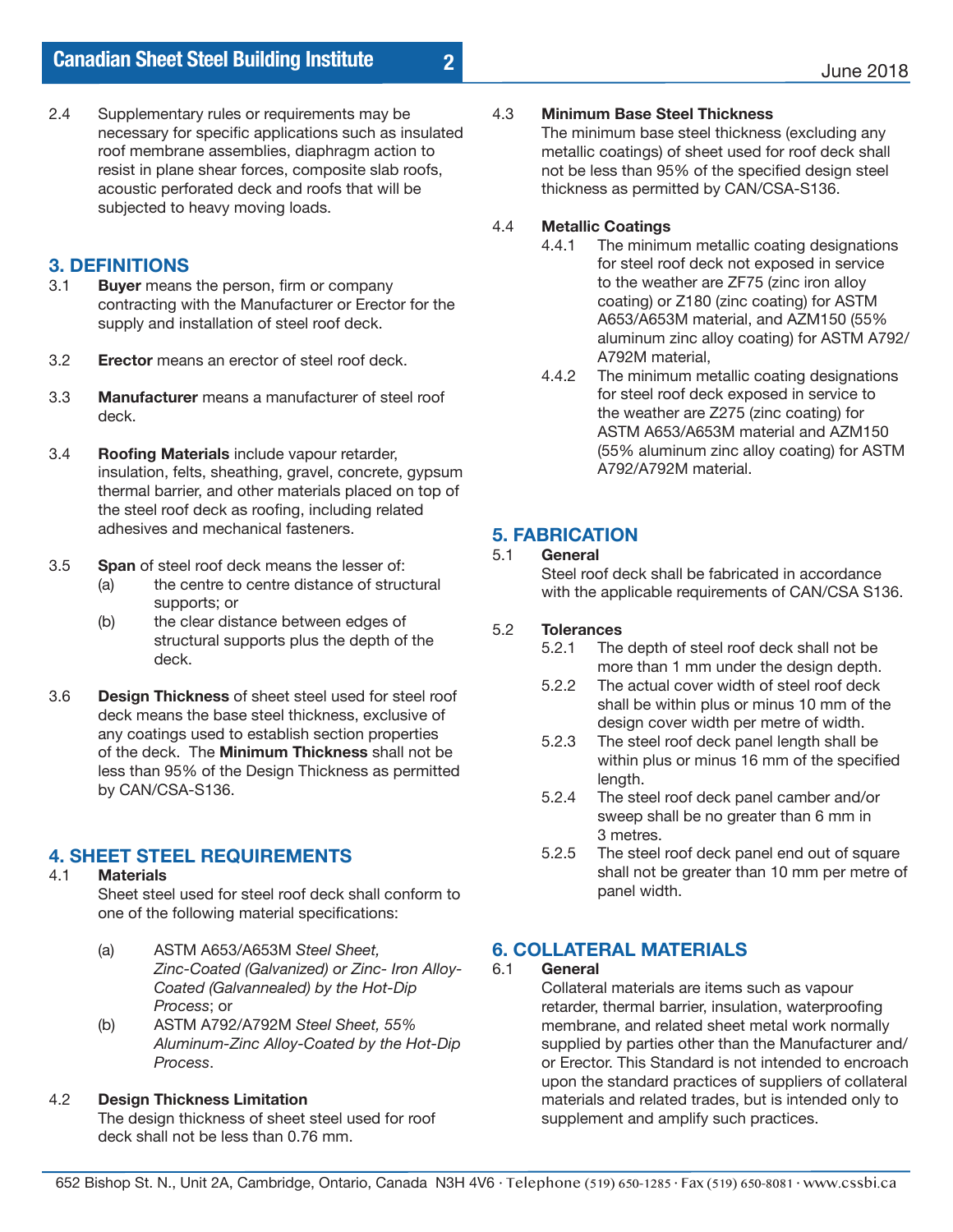2.4 Supplementary rules or requirements may be necessary for specific applications such as insulated roof membrane assemblies, diaphragm action to resist in plane shear forces, composite slab roofs, acoustic perforated deck and roofs that will be subjected to heavy moving loads.

## 3. DEFINITIONS

3.1 **Buyer** means the person, firm or company contracting with the Manufacturer or Erector for the supply and installation of steel roof deck.

3.2 **Erector** means an erector of steel roof deck.

3.3 **Manufacturer** means a manufacturer of steel roof deck.

3.4 **Roofing Materials** include vapour retarder, insulation, felts, sheathing, gravel, concrete, gypsum thermal barrier, and other materials placed on top of the steel roof deck as roofing, including related adhesives and mechanical fasteners.

3.5 **Span** of steel roof deck means the lesser of:

- (a) the centre to centre distance of structural supports; or
- (b) the clear distance between edges of structural supports plus the depth of the deck.

3.6 **Design Thickness** of sheet steel used for steel roof deck means the base steel thickness, exclusive of any coatings used to establish section properties of the deck. The **Minimum Thickness** shall not be less than 95% of the Design Thickness as permitted by CAN/CSA-S136.

## 4. SHEET STEEL REQUIREMENTS

4.1 **Materials**

Sheet steel used for steel roof deck shall conform to one of the following material specifications:

- (a) ASTM A653/A653M *Steel Sheet, Zinc-Coated (Galvanized) or Zinc- Iron Alloy-Coated (Galvannealed) by the Hot-Dip Process*; or
- (b) ASTM A792/A792M *Steel Sheet, 55% Aluminum-Zinc Alloy-Coated by the Hot-Dip Process*.

4.2 **Design Thickness Limitation**

The design thickness of sheet steel used for roof deck shall not be less than 0.76 mm.

4.3 **Minimum Base Steel Thickness**

The minimum base steel thickness (excluding any metallic coatings) of sheet used for roof deck shall not be less than 95% of the specified design steel thickness as permitted by CAN/CSA-S136.

4.4 **Metallic Coatings**

4.4.1 The minimum metallic coating designations for steel roof deck not exposed in service to the weather are ZF75 (zinc iron alloy coating) or Z180 (zinc coating) for ASTM A653/A653M material, and AZM150 (55% aluminum zinc alloy coating) for ASTM A792/A792M material,

4.4.2 The minimum metallic coating designations for steel roof deck exposed in service to the weather are Z275 (zinc coating) for ASTM A653/A653M material and AZM150 (55% aluminum zinc alloy coating) for ASTM A792/A792M material.

## 5. FABRICATION

5.1 **General**

Steel roof deck shall be fabricated in accordance with the applicable requirements of CAN/CSA S136.

5.2 **Tolerances**

5.2.1 The depth of steel roof deck shall not be more than 1 mm under the design depth.

5.2.2 The actual cover width of steel roof deck shall be within plus or minus 10 mm of the design cover width per metre of width.

5.2.3 The steel roof deck panel length shall be within plus or minus 16 mm of the specified length.

5.2.4 The steel roof deck panel camber and/or sweep shall be no greater than 6 mm in 3 metres.

5.2.5 The steel roof deck panel end out of square shall not be greater than 10 mm per metre of panel width.

## 6. COLLATERAL MATERIALS

6.1 **General**

Collateral materials are items such as vapour retarder, thermal barrier, insulation, waterproofing membrane, and related sheet metal work normally supplied by parties other than the Manufacturer and/or Erector. This Standard is not intended to encroach upon the standard practices of suppliers of collateral materials and related trades, but is intended only to supplement and amplify such practices.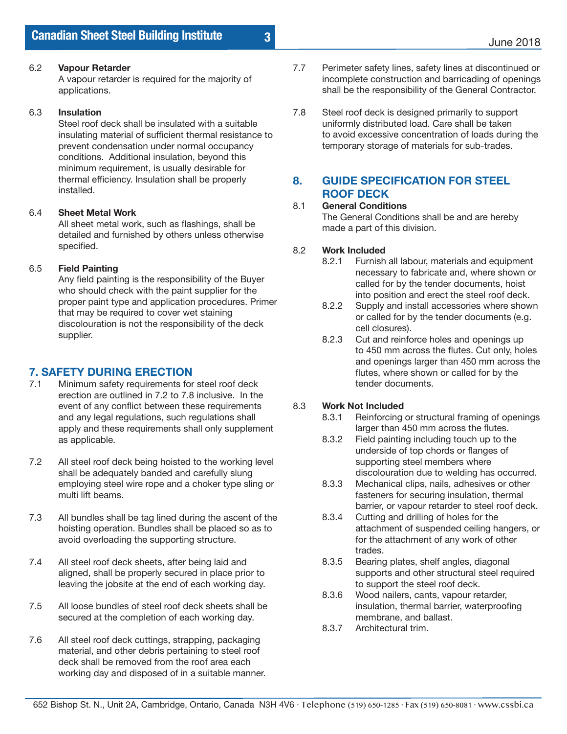6.2 **Vapour Retarder**
A vapour retarder is required for the majority of applications.

6.3 **Insulation**
Steel roof deck shall be insulated with a suitable insulating material of sufficient thermal resistance to prevent condensation under normal occupancy conditions. Additional insulation, beyond this minimum requirement, is usually desirable for thermal efficiency. Insulation shall be properly installed.

6.4 **Sheet Metal Work**
All sheet metal work, such as flashings, shall be detailed and furnished by others unless otherwise specified.

6.5 **Field Painting**
Any field painting is the responsibility of the Buyer who should check with the paint supplier for the proper paint type and application procedures. Primer that may be required to cover wet staining discolouration is not the responsibility of the deck supplier.

## 7. SAFETY DURING ERECTION

7.1 Minimum safety requirements for steel roof deck erection are outlined in 7.2 to 7.8 inclusive. In the event of any conflict between these requirements and any legal regulations, such regulations shall apply and these requirements shall only supplement as applicable.

7.2 All steel roof deck being hoisted to the working level shall be adequately banded and carefully slung employing steel wire rope and a choker type sling or multi lift beams.

7.3 All bundles shall be tag lined during the ascent of the hoisting operation. Bundles shall be placed so as to avoid overloading the supporting structure.

7.4 All steel roof deck sheets, after being laid and aligned, shall be properly secured in place prior to leaving the jobsite at the end of each working day.

7.5 All loose bundles of steel roof deck sheets shall be secured at the completion of each working day.

7.6 All steel roof deck cuttings, strapping, packaging material, and other debris pertaining to steel roof deck shall be removed from the roof area each working day and disposed of in a suitable manner.

7.7 Perimeter safety lines, safety lines at discontinued or incomplete construction and barricading of openings shall be the responsibility of the General Contractor.

7.8 Steel roof deck is designed primarily to support uniformly distributed load. Care shall be taken to avoid excessive concentration of loads during the temporary storage of materials for sub-trades.

## 8. GUIDE SPECIFICATION FOR STEEL ROOF DECK

8.1 **General Conditions**
The General Conditions shall be and are hereby made a part of this division.

8.2 **Work Included**

- 8.2.1 Furnish all labour, materials and equipment necessary to fabricate and, where shown or called for by the tender documents, hoist into position and erect the steel roof deck.
- 8.2.2 Supply and install accessories where shown or called for by the tender documents (e.g. cell closures).
- 8.2.3 Cut and reinforce holes and openings up to 450 mm across the flutes. Cut only, holes and openings larger than 450 mm across the flutes, where shown or called for by the tender documents.

8.3 **Work Not Included**

- 8.3.1 Reinforcing or structural framing of openings larger than 450 mm across the flutes.
- 8.3.2 Field painting including touch up to the underside of top chords or flanges of supporting steel members where discolouration due to welding has occurred.
- 8.3.3 Mechanical clips, nails, adhesives or other fasteners for securing insulation, thermal barrier, or vapour retarder to steel roof deck.
- 8.3.4 Cutting and drilling of holes for the attachment of suspended ceiling hangers, or for the attachment of any work of other trades.
- 8.3.5 Bearing plates, shelf angles, diagonal supports and other structural steel required to support the steel roof deck.
- 8.3.6 Wood nailers, cants, vapour retarder, insulation, thermal barrier, waterproofing membrane, and ballast.
- 8.3.7 Architectural trim.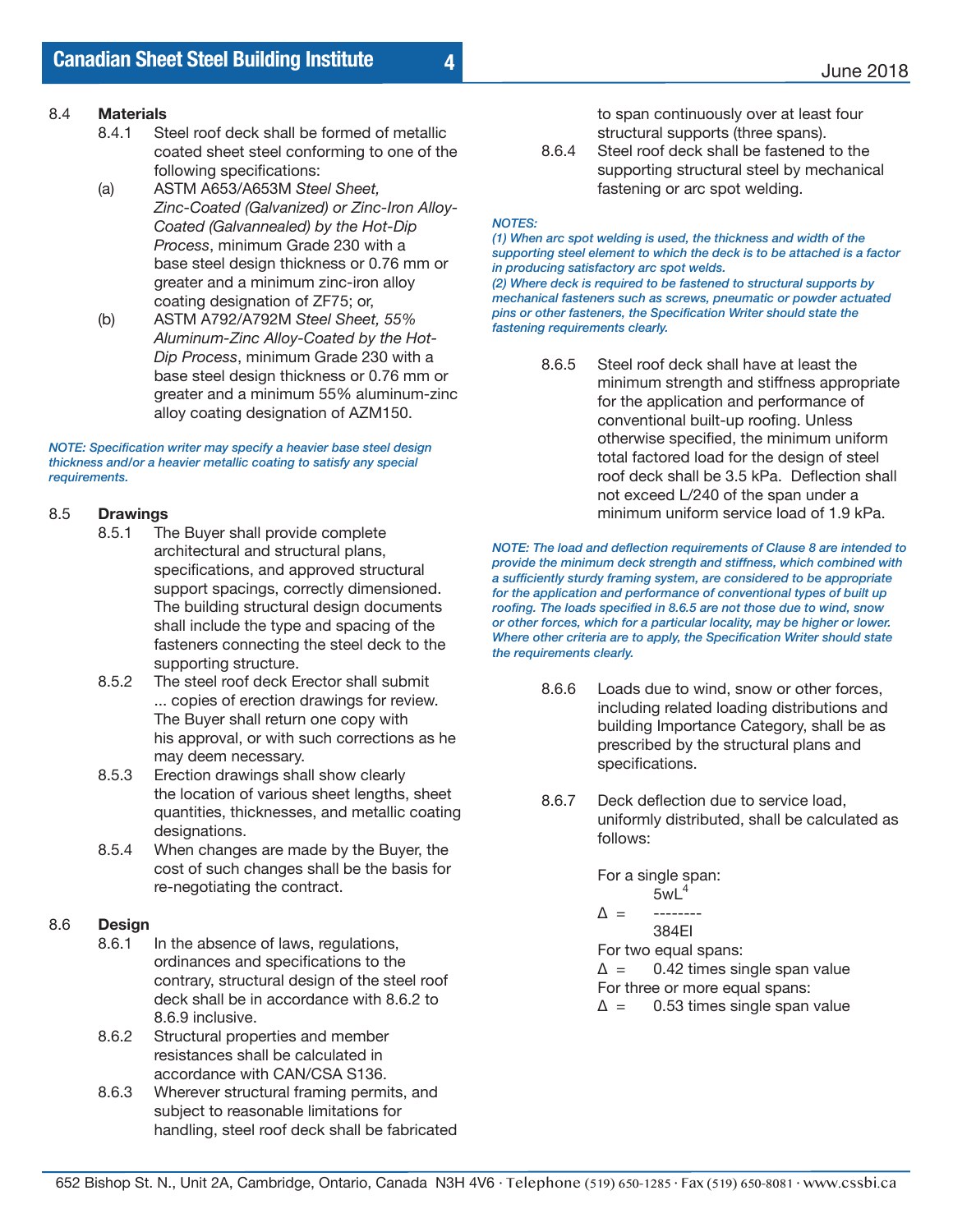8.4 **Materials**

8.4.1 Steel roof deck shall be formed of metallic coated sheet steel conforming to one of the following specifications:

(a) ASTM A653/A653M *Steel Sheet, Zinc-Coated (Galvanized) or Zinc-Iron Alloy-Coated (Galvannealed) by the Hot-Dip Process*, minimum Grade 230 with a base steel design thickness or 0.76 mm or greater and a minimum zinc-iron alloy coating designation of ZF75; or,

(b) ASTM A792/A792M *Steel Sheet, 55% Aluminum-Zinc Alloy-Coated by the Hot-Dip Process*, minimum Grade 230 with a base steel design thickness or 0.76 mm or greater and a minimum 55% aluminum-zinc alloy coating designation of AZM150.

***NOTE: Specification writer may specify a heavier base steel design thickness and/or a heavier metallic coating to satisfy any special requirements.***

8.5 **Drawings**

8.5.1 The Buyer shall provide complete architectural and structural plans, specifications, and approved structural support spacings, correctly dimensioned. The building structural design documents shall include the type and spacing of the fasteners connecting the steel deck to the supporting structure.

8.5.2 The steel roof deck Erector shall submit ... copies of erection drawings for review. The Buyer shall return one copy with his approval, or with such corrections as he may deem necessary.

8.5.3 Erection drawings shall show clearly the location of various sheet lengths, sheet quantities, thicknesses, and metallic coating designations.

8.5.4 When changes are made by the Buyer, the cost of such changes shall be the basis for re-negotiating the contract.

8.6 **Design**

8.6.1 In the absence of laws, regulations, ordinances and specifications to the contrary, structural design of the steel roof deck shall be in accordance with 8.6.2 to 8.6.9 inclusive.

8.6.2 Structural properties and member resistances shall be calculated in accordance with CAN/CSA S136.

8.6.3 Wherever structural framing permits, and subject to reasonable limitations for handling, steel roof deck shall be fabricated to span continuously over at least four structural supports (three spans).

8.6.4 Steel roof deck shall be fastened to the supporting structural steel by mechanical fastening or arc spot welding.

***NOTES:***
***(1) When arc spot welding is used, the thickness and width of the supporting steel element to which the deck is to be attached is a factor in producing satisfactory arc spot welds.***
***(2) Where deck is required to be fastened to structural supports by mechanical fasteners such as screws, pneumatic or powder actuated pins or other fasteners, the Specification Writer should state the fastening requirements clearly.***

8.6.5 Steel roof deck shall have at least the minimum strength and stiffness appropriate for the application and performance of conventional built-up roofing. Unless otherwise specified, the minimum uniform total factored load for the design of steel roof deck shall be 3.5 kPa. Deflection shall not exceed L/240 of the span under a minimum uniform service load of 1.9 kPa.

***NOTE: The load and deflection requirements of Clause 8 are intended to provide the minimum deck strength and stiffness, which combined with a sufficiently sturdy framing system, are considered to be appropriate for the application and performance of conventional types of built up roofing. The loads specified in 8.6.5 are not those due to wind, snow or other forces, which for a particular locality, may be higher or lower. Where other criteria are to apply, the Specification Writer should state the requirements clearly.***

8.6.6 Loads due to wind, snow or other forces, including related loading distributions and building Importance Category, shall be as prescribed by the structural plans and specifications.

8.6.7 Deck deflection due to service load, uniformly distributed, shall be calculated as follows:

For a single span:

$$\Delta = \frac{5wL^4}{384EI}$$

For two equal spans:
$\Delta =$ 0.42 times single span value

For three or more equal spans:
$\Delta =$ 0.53 times single span value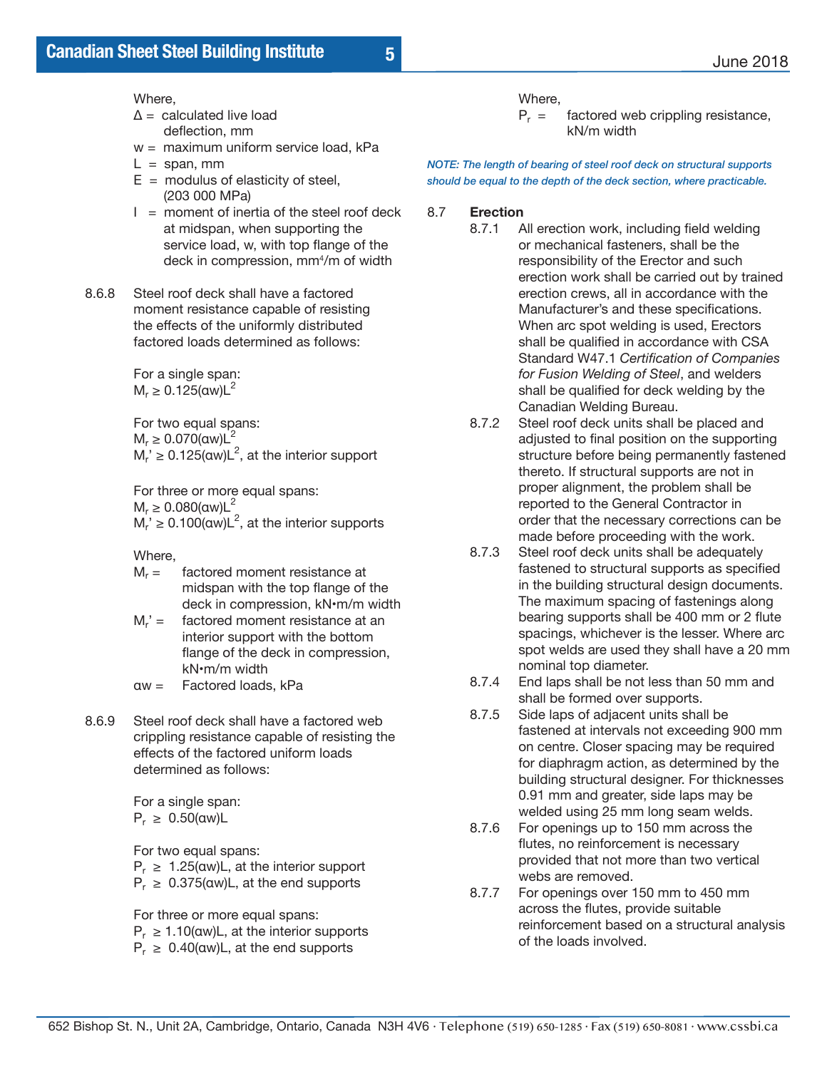Where,

$\Delta$ = calculated live load deflection, mm

w = maximum uniform service load, kPa

L = span, mm

E = modulus of elasticity of steel, (203 000 MPa)

I = moment of inertia of the steel roof deck at midspan, when supporting the service load, w, with top flange of the deck in compression, $mm^4$/m of width

8.6.8 Steel roof deck shall have a factored moment resistance capable of resisting the effects of the uniformly distributed factored loads determined as follows:

For a single span:
$M_r \geq 0.125(\alpha w)L^2$

For two equal spans:
$M_r \geq 0.070(\alpha w)L^2$
$M_r' \geq 0.125(\alpha w)L^2$, at the interior support

For three or more equal spans:
$M_r \geq 0.080(\alpha w)L^2$
$M_r' \geq 0.100(\alpha w)L^2$, at the interior supports

Where,

$M_r$ = factored moment resistance at midspan with the top flange of the deck in compression, kN•m/m width

$M_r'$ = factored moment resistance at an interior support with the bottom flange of the deck in compression, kN•m/m width

$\alpha w$ = Factored loads, kPa

8.6.9 Steel roof deck shall have a factored web crippling resistance capable of resisting the effects of the factored uniform loads determined as follows:

For a single span:
$P_r \geq 0.50(\alpha w)L$

For two equal spans:
$P_r \geq 1.25(\alpha w)L$, at the interior support
$P_r \geq 0.375(\alpha w)L$, at the end supports

For three or more equal spans:
$P_r \geq 1.10(\alpha w)L$, at the interior supports
$P_r \geq 0.40(\alpha w)L$, at the end supports

Where,

$P_r$ = factored web crippling resistance, kN/m width

*NOTE: The length of bearing of steel roof deck on structural supports should be equal to the depth of the deck section, where practicable.*

## 8.7 Erection

8.7.1 All erection work, including field welding or mechanical fasteners, shall be the responsibility of the Erector and such erection work shall be carried out by trained erection crews, all in accordance with the Manufacturer's and these specifications. When arc spot welding is used, Erectors shall be qualified in accordance with CSA Standard W47.1 *Certification of Companies for Fusion Welding of Steel*, and welders shall be qualified for deck welding by the Canadian Welding Bureau.

8.7.2 Steel roof deck units shall be placed and adjusted to final position on the supporting structure before being permanently fastened thereto. If structural supports are not in proper alignment, the problem shall be reported to the General Contractor in order that the necessary corrections can be made before proceeding with the work.

8.7.3 Steel roof deck units shall be adequately fastened to structural supports as specified in the building structural design documents. The maximum spacing of fastenings along bearing supports shall be 400 mm or 2 flute spacings, whichever is the lesser. Where arc spot welds are used they shall have a 20 mm nominal top diameter.

8.7.4 End laps shall be not less than 50 mm and shall be formed over supports.

8.7.5 Side laps of adjacent units shall be fastened at intervals not exceeding 900 mm on centre. Closer spacing may be required for diaphragm action, as determined by the building structural designer. For thicknesses 0.91 mm and greater, side laps may be welded using 25 mm long seam welds.

8.7.6 For openings up to 150 mm across the flutes, no reinforcement is necessary provided that not more than two vertical webs are removed.

8.7.7 For openings over 150 mm to 450 mm across the flutes, provide suitable reinforcement based on a structural analysis of the loads involved.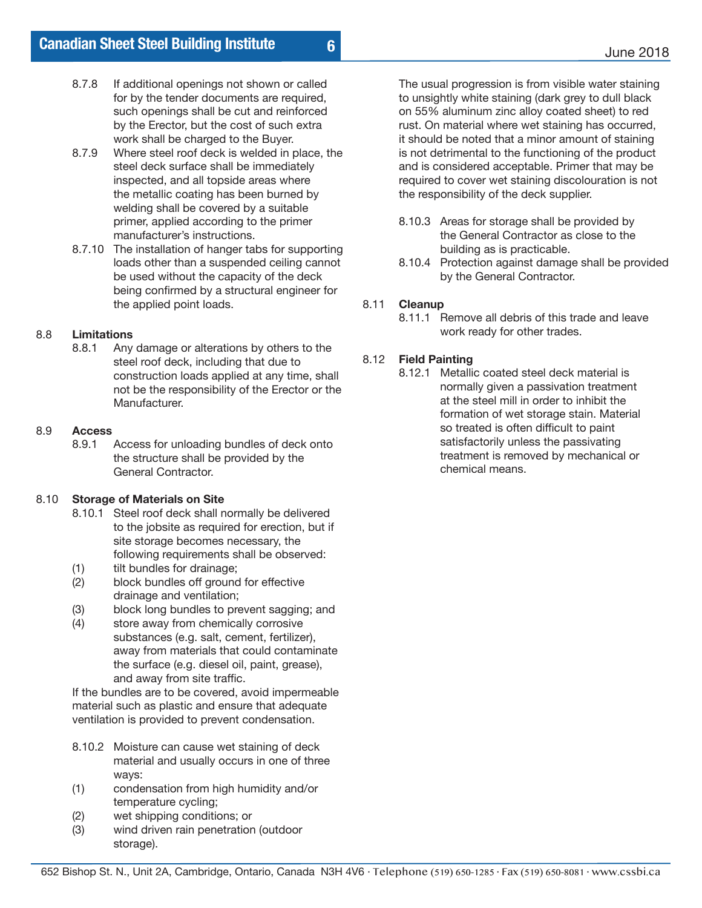8.7.8 If additional openings not shown or called for by the tender documents are required, such openings shall be cut and reinforced by the Erector, but the cost of such extra work shall be charged to the Buyer.

8.7.9 Where steel roof deck is welded in place, the steel deck surface shall be immediately inspected, and all topside areas where the metallic coating has been burned by welding shall be covered by a suitable primer, applied according to the primer manufacturer's instructions.

8.7.10 The installation of hanger tabs for supporting loads other than a suspended ceiling cannot be used without the capacity of the deck being confirmed by a structural engineer for the applied point loads.

8.8 **Limitations**

8.8.1 Any damage or alterations by others to the steel roof deck, including that due to construction loads applied at any time, shall not be the responsibility of the Erector or the Manufacturer.

8.9 **Access**

8.9.1 Access for unloading bundles of deck onto the structure shall be provided by the General Contractor.

8.10 **Storage of Materials on Site**

8.10.1 Steel roof deck shall normally be delivered to the jobsite as required for erection, but if site storage becomes necessary, the following requirements shall be observed:

(1) tilt bundles for drainage;
(2) block bundles off ground for effective drainage and ventilation;
(3) block long bundles to prevent sagging; and
(4) store away from chemically corrosive substances (e.g. salt, cement, fertilizer), away from materials that could contaminate the surface (e.g. diesel oil, paint, grease), and away from site traffic.

If the bundles are to be covered, avoid impermeable material such as plastic and ensure that adequate ventilation is provided to prevent condensation.

8.10.2 Moisture can cause wet staining of deck material and usually occurs in one of three ways:

(1) condensation from high humidity and/or temperature cycling;
(2) wet shipping conditions; or
(3) wind driven rain penetration (outdoor storage).

The usual progression is from visible water staining to unsightly white staining (dark grey to dull black on 55% aluminum zinc alloy coated sheet) to red rust. On material where wet staining has occurred, it should be noted that a minor amount of staining is not detrimental to the functioning of the product and is considered acceptable. Primer that may be required to cover wet staining discolouration is not the responsibility of the deck supplier.

8.10.3 Areas for storage shall be provided by the General Contractor as close to the building as is practicable.

8.10.4 Protection against damage shall be provided by the General Contractor.

8.11 **Cleanup**

8.11.1 Remove all debris of this trade and leave work ready for other trades.

8.12 **Field Painting**

8.12.1 Metallic coated steel deck material is normally given a passivation treatment at the steel mill in order to inhibit the formation of wet storage stain. Material so treated is often difficult to paint satisfactorily unless the passivating treatment is removed by mechanical or chemical means.